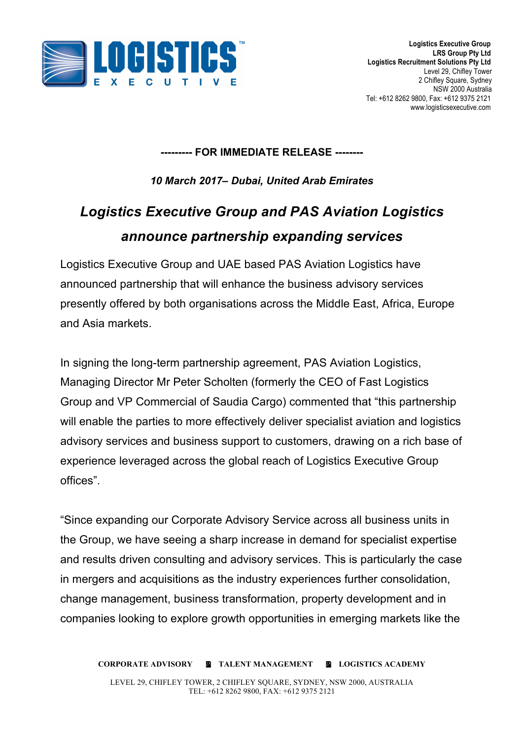Logistics Executive Group
LRS Group Pty Ltd
Logistics Recruitment Solutions Pty Ltd
Level 29, Chifley Tower
2 Chifley Square, Sydney
NSW 2000 Australia
Tel: +612 8262 9800, Fax: +612 9375 2121
www.logisticsexecutive.com

**--------- FOR IMMEDIATE RELEASE --------**

***10 March 2017– Dubai, United Arab Emirates***

# *Logistics Executive Group and PAS Aviation Logistics announce partnership expanding services*

Logistics Executive Group and UAE based PAS Aviation Logistics have announced partnership that will enhance the business advisory services presently offered by both organisations across the Middle East, Africa, Europe and Asia markets.

In signing the long-term partnership agreement, PAS Aviation Logistics, Managing Director Mr Peter Scholten (formerly the CEO of Fast Logistics Group and VP Commercial of Saudia Cargo) commented that “this partnership will enable the parties to more effectively deliver specialist aviation and logistics advisory services and business support to customers, drawing on a rich base of experience leveraged across the global reach of Logistics Executive Group offices”.

“Since expanding our Corporate Advisory Service across all business units in the Group, we have seeing a sharp increase in demand for specialist expertise and results driven consulting and advisory services. This is particularly the case in mergers and acquisitions as the industry experiences further consolidation, change management, business transformation, property development and in companies looking to explore growth opportunities in emerging markets like the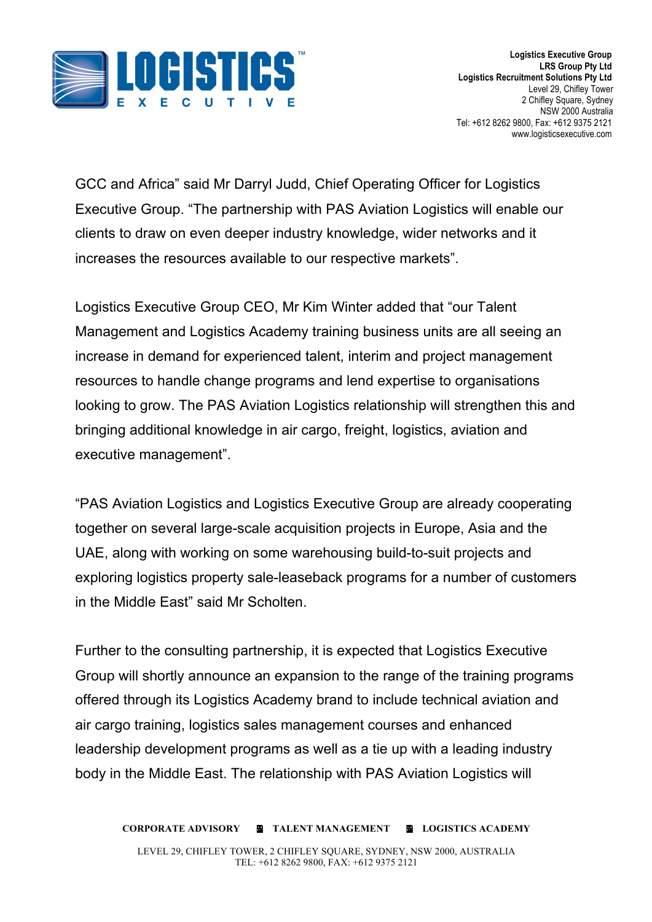GCC and Africa" said Mr Darryl Judd, Chief Operating Officer for Logistics Executive Group. "The partnership with PAS Aviation Logistics will enable our clients to draw on even deeper industry knowledge, wider networks and it increases the resources available to our respective markets".

Logistics Executive Group CEO, Mr Kim Winter added that "our Talent Management and Logistics Academy training business units are all seeing an increase in demand for experienced talent, interim and project management resources to handle change programs and lend expertise to organisations looking to grow. The PAS Aviation Logistics relationship will strengthen this and bringing additional knowledge in air cargo, freight, logistics, aviation and executive management".

"PAS Aviation Logistics and Logistics Executive Group are already cooperating together on several large-scale acquisition projects in Europe, Asia and the UAE, along with working on some warehousing build-to-suit projects and exploring logistics property sale-leaseback programs for a number of customers in the Middle East" said Mr Scholten.

Further to the consulting partnership, it is expected that Logistics Executive Group will shortly announce an expansion to the range of the training programs offered through its Logistics Academy brand to include technical aviation and air cargo training, logistics sales management courses and enhanced leadership development programs as well as a tie up with a leading industry body in the Middle East. The relationship with PAS Aviation Logistics will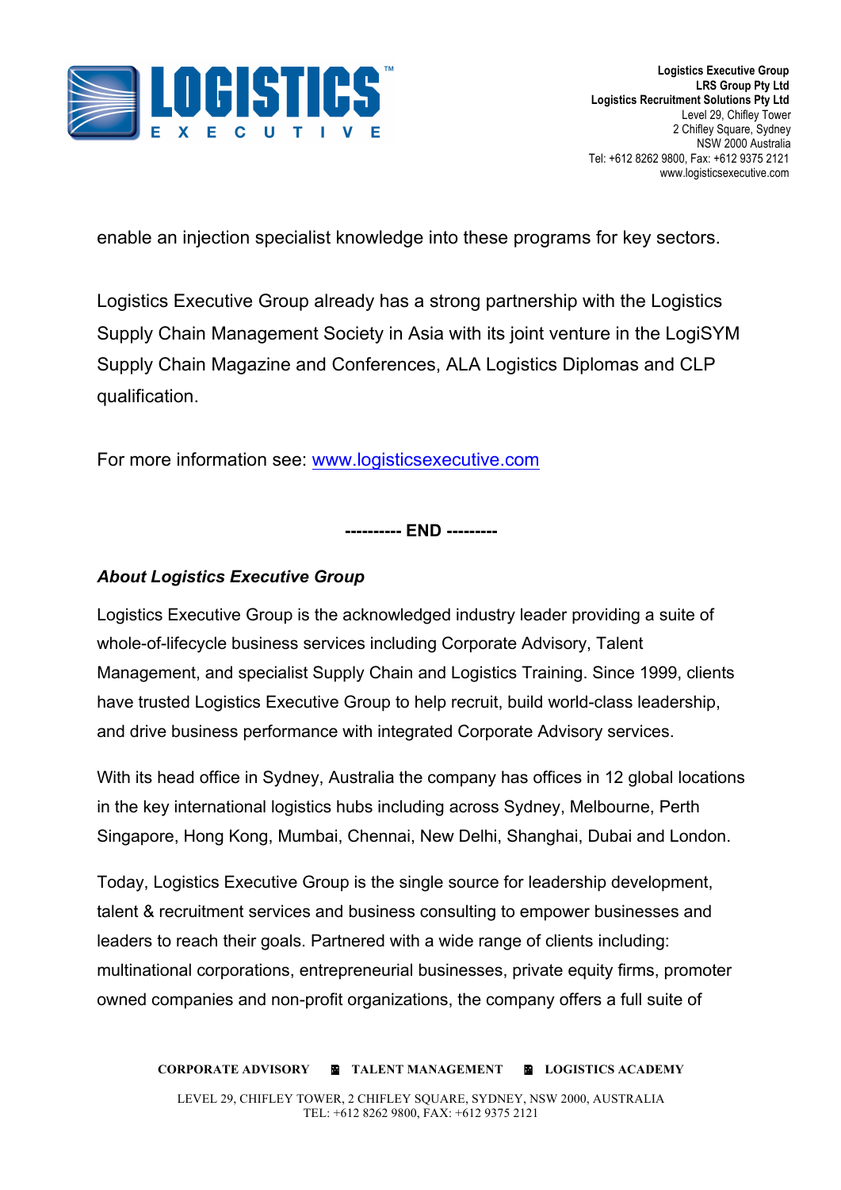enable an injection specialist knowledge into these programs for key sectors.

Logistics Executive Group already has a strong partnership with the Logistics Supply Chain Management Society in Asia with its joint venture in the LogiSYM Supply Chain Magazine and Conferences, ALA Logistics Diplomas and CLP qualification.

For more information see: [www.logisticsexecutive.com](http://www.logisticsexecutive.com)

**---------- END ---------**

***About Logistics Executive Group***

Logistics Executive Group is the acknowledged industry leader providing a suite of whole-of-lifecycle business services including Corporate Advisory, Talent Management, and specialist Supply Chain and Logistics Training. Since 1999, clients have trusted Logistics Executive Group to help recruit, build world-class leadership, and drive business performance with integrated Corporate Advisory services.

With its head office in Sydney, Australia the company has offices in 12 global locations in the key international logistics hubs including across Sydney, Melbourne, Perth Singapore, Hong Kong, Mumbai, Chennai, New Delhi, Shanghai, Dubai and London.

Today, Logistics Executive Group is the single source for leadership development, talent & recruitment services and business consulting to empower businesses and leaders to reach their goals. Partnered with a wide range of clients including: multinational corporations, entrepreneurial businesses, private equity firms, promoter owned companies and non-profit organizations, the company offers a full suite of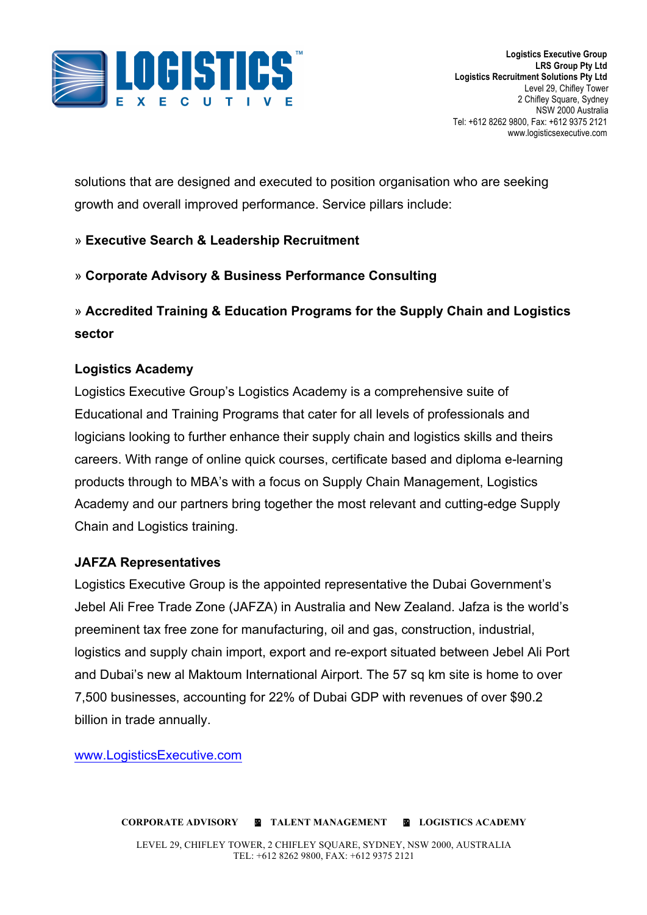solutions that are designed and executed to position organisation who are seeking growth and overall improved performance. Service pillars include:

» **Executive Search & Leadership Recruitment**

» **Corporate Advisory & Business Performance Consulting**

» **Accredited Training & Education Programs for the Supply Chain and Logistics sector**

**Logistics Academy**

Logistics Executive Group's Logistics Academy is a comprehensive suite of Educational and Training Programs that cater for all levels of professionals and logicians looking to further enhance their supply chain and logistics skills and theirs careers. With range of online quick courses, certificate based and diploma e-learning products through to MBA's with a focus on Supply Chain Management, Logistics Academy and our partners bring together the most relevant and cutting-edge Supply Chain and Logistics training.

**JAFZA Representatives**

Logistics Executive Group is the appointed representative the Dubai Government's Jebel Ali Free Trade Zone (JAFZA) in Australia and New Zealand. Jafza is the world's preeminent tax free zone for manufacturing, oil and gas, construction, industrial, logistics and supply chain import, export and re-export situated between Jebel Ali Port and Dubai's new al Maktoum International Airport. The 57 sq km site is home to over 7,500 businesses, accounting for 22% of Dubai GDP with revenues of over $90.2 billion in trade annually.

[www.LogisticsExecutive.com](http://www.LogisticsExecutive.com)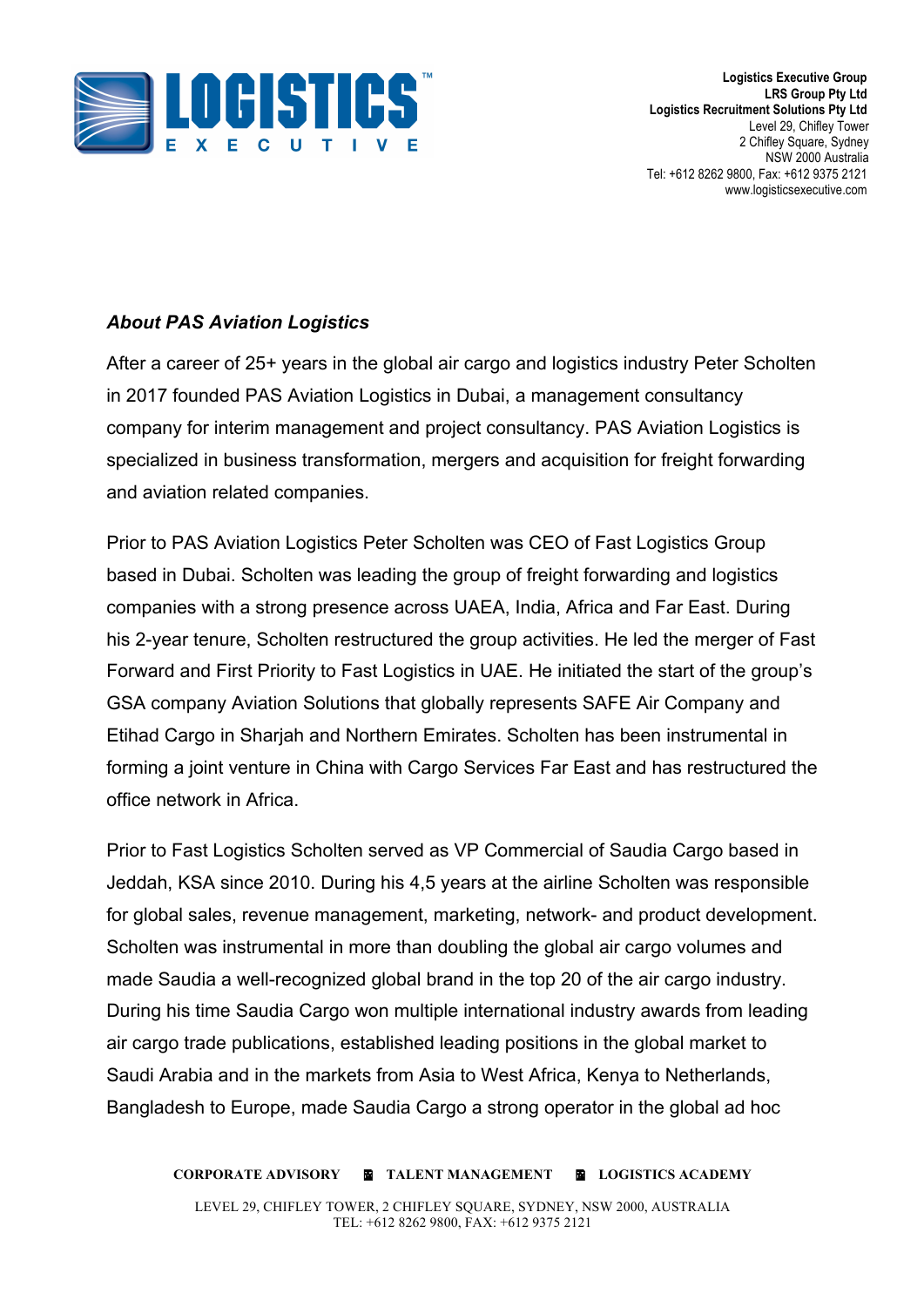### *About PAS Aviation Logistics*

After a career of 25+ years in the global air cargo and logistics industry Peter Scholten in 2017 founded PAS Aviation Logistics in Dubai, a management consultancy company for interim management and project consultancy. PAS Aviation Logistics is specialized in business transformation, mergers and acquisition for freight forwarding and aviation related companies.

Prior to PAS Aviation Logistics Peter Scholten was CEO of Fast Logistics Group based in Dubai. Scholten was leading the group of freight forwarding and logistics companies with a strong presence across UAEA, India, Africa and Far East. During his 2-year tenure, Scholten restructured the group activities. He led the merger of Fast Forward and First Priority to Fast Logistics in UAE. He initiated the start of the group's GSA company Aviation Solutions that globally represents SAFE Air Company and Etihad Cargo in Sharjah and Northern Emirates. Scholten has been instrumental in forming a joint venture in China with Cargo Services Far East and has restructured the office network in Africa.

Prior to Fast Logistics Scholten served as VP Commercial of Saudia Cargo based in Jeddah, KSA since 2010. During his 4,5 years at the airline Scholten was responsible for global sales, revenue management, marketing, network- and product development. Scholten was instrumental in more than doubling the global air cargo volumes and made Saudia a well-recognized global brand in the top 20 of the air cargo industry. During his time Saudia Cargo won multiple international industry awards from leading air cargo trade publications, established leading positions in the global market to Saudi Arabia and in the markets from Asia to West Africa, Kenya to Netherlands, Bangladesh to Europe, made Saudia Cargo a strong operator in the global ad hoc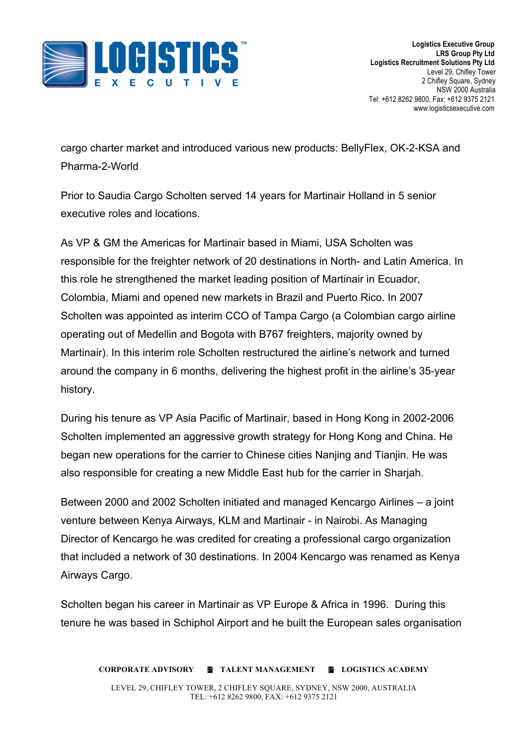cargo charter market and introduced various new products: BellyFlex, OK-2-KSA and Pharma-2-World

Prior to Saudia Cargo Scholten served 14 years for Martinair Holland in 5 senior executive roles and locations.

As VP & GM the Americas for Martinair based in Miami, USA Scholten was responsible for the freighter network of 20 destinations in North- and Latin America. In this role he strengthened the market leading position of Martinair in Ecuador, Colombia, Miami and opened new markets in Brazil and Puerto Rico. In 2007 Scholten was appointed as interim CCO of Tampa Cargo (a Colombian cargo airline operating out of Medellin and Bogota with B767 freighters, majority owned by Martinair). In this interim role Scholten restructured the airline's network and turned around the company in 6 months, delivering the highest profit in the airline's 35-year history.

During his tenure as VP Asia Pacific of Martinair, based in Hong Kong in 2002-2006 Scholten implemented an aggressive growth strategy for Hong Kong and China. He began new operations for the carrier to Chinese cities Nanjing and Tianjin. He was also responsible for creating a new Middle East hub for the carrier in Sharjah.

Between 2000 and 2002 Scholten initiated and managed Kencargo Airlines – a joint venture between Kenya Airways, KLM and Martinair - in Nairobi. As Managing Director of Kencargo he was credited for creating a professional cargo organization that included a network of 30 destinations. In 2004 Kencargo was renamed as Kenya Airways Cargo.

Scholten began his career in Martinair as VP Europe & Africa in 1996. During this tenure he was based in Schiphol Airport and he built the European sales organisation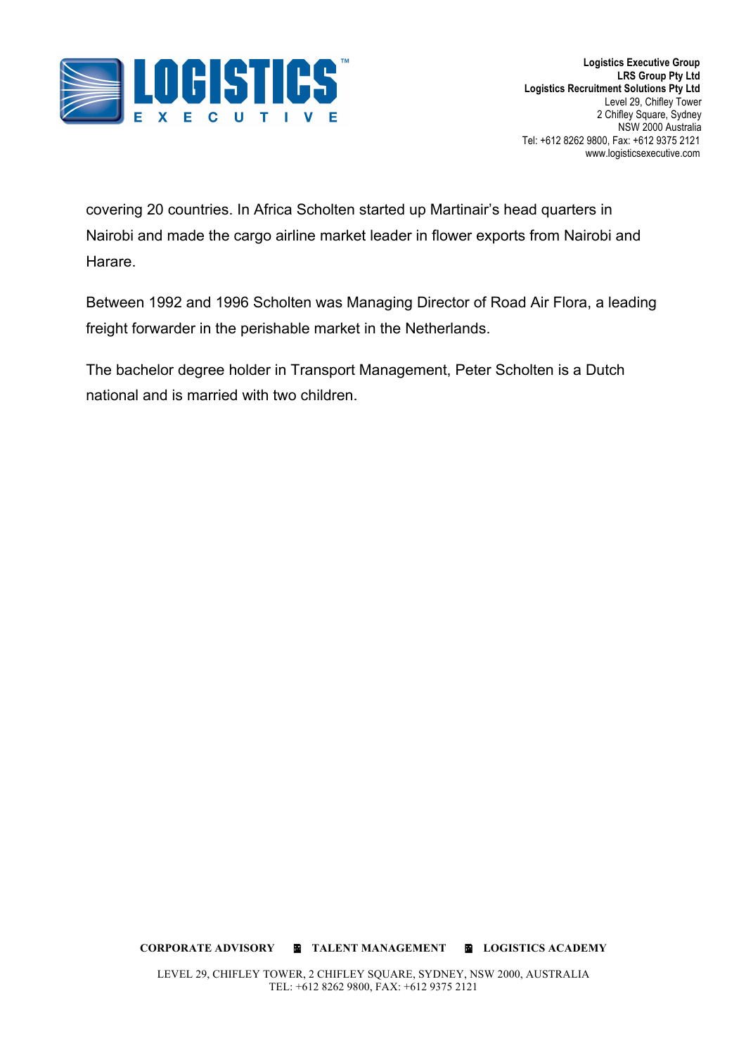covering 20 countries. In Africa Scholten started up Martinair's head quarters in Nairobi and made the cargo airline market leader in flower exports from Nairobi and Harare.

Between 1992 and 1996 Scholten was Managing Director of Road Air Flora, a leading freight forwarder in the perishable market in the Netherlands.

The bachelor degree holder in Transport Management, Peter Scholten is a Dutch national and is married with two children.